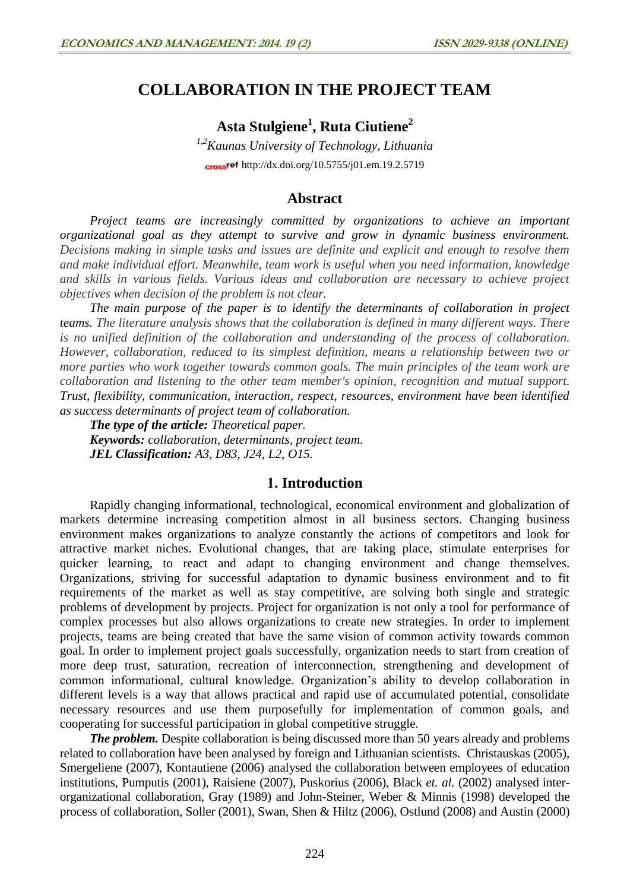# COLLABORATION IN THE PROJECT TEAM

## Asta Stulgiene[1], Ruta Ciutiene[2]

*[1,2]Kaunas University of Technology, Lithuania*

crossref http://dx.doi.org/10.5755/j01.em.19.2.5719

## Abstract

*Project teams are increasingly committed by organizations to achieve an important organizational goal as they attempt to survive and grow in dynamic business environment. Decisions making in simple tasks and issues are definite and explicit and enough to resolve them and make individual effort. Meanwhile, team work is useful when you need information, knowledge and skills in various fields. Various ideas and collaboration are necessary to achieve project objectives when decision of the problem is not clear.*

***The main purpose of the paper is to identify the determinants of collaboration in project teams.*** *The literature analysis shows that the collaboration is defined in many different ways. There is no unified definition of the collaboration and understanding of the process of collaboration. However, collaboration, reduced to its simplest definition, means a relationship between two or more parties who work together towards common goals. The main principles of the team work are collaboration and listening to the other team member's opinion, recognition and mutual support.* ***Trust, flexibility, communication, interaction, respect, resources, environment have been identified as success determinants of project team of collaboration.***

***The type of the article:*** *Theoretical paper.*

***Keywords:*** *collaboration, determinants, project team.*

***JEL Classification:*** *A3, D83, J24, L2, O15.*

## 1. Introduction

Rapidly changing informational, technological, economical environment and globalization of markets determine increasing competition almost in all business sectors. Changing business environment makes organizations to analyze constantly the actions of competitors and look for attractive market niches. Evolutional changes, that are taking place, stimulate enterprises for quicker learning, to react and adapt to changing environment and change themselves. Organizations, striving for successful adaptation to dynamic business environment and to fit requirements of the market as well as stay competitive, are solving both single and strategic problems of development by projects. Project for organization is not only a tool for performance of complex processes but also allows organizations to create new strategies. In order to implement projects, teams are being created that have the same vision of common activity towards common goal. In order to implement project goals successfully, organization needs to start from creation of more deep trust, saturation, recreation of interconnection, strengthening and development of common informational, cultural knowledge. Organization's ability to develop collaboration in different levels is a way that allows practical and rapid use of accumulated potential, consolidate necessary resources and use them purposefully for implementation of common goals, and cooperating for successful participation in global competitive struggle.

***The problem.*** Despite collaboration is being discussed more than 50 years already and problems related to collaboration have been analysed by foreign and Lithuanian scientists. Christauskas (2005), Smergeliene (2007), Kontautiene (2006) analysed the collaboration between employees of education institutions, Pumputis (2001), Raisiene (2007), Puskorius (2006), Black *et. al.* (2002) analysed inter-organizational collaboration, Gray (1989) and John-Steiner, Weber & Minnis (1998) developed the process of collaboration, Soller (2001), Swan, Shen & Hiltz (2006), Ostlund (2008) and Austin (2000)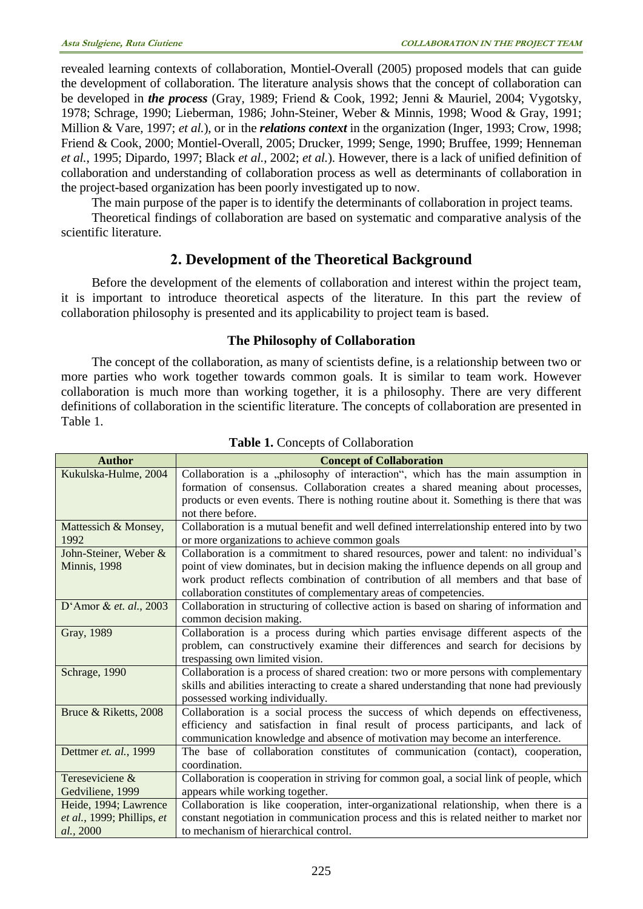revealed learning contexts of collaboration, Montiel-Overall (2005) proposed models that can guide the development of collaboration. The literature analysis shows that the concept of collaboration can be developed in ***the process*** (Gray, 1989; Friend & Cook, 1992; Jenni & Mauriel, 2004; Vygotsky, 1978; Schrage, 1990; Lieberman, 1986; John-Steiner, Weber & Minnis, 1998; Wood & Gray, 1991; Million & Vare, 1997; *et al.*), or in the ***relations context*** in the organization (Inger, 1993; Crow, 1998; Friend & Cook, 2000; Montiel-Overall, 2005; Drucker, 1999; Senge, 1990; Bruffee, 1999; Henneman *et al.*, 1995; Dipardo, 1997; Black *et al.*, 2002; *et al.*). However, there is a lack of unified definition of collaboration and understanding of collaboration process as well as determinants of collaboration in the project-based organization has been poorly investigated up to now.

The main purpose of the paper is to identify the determinants of collaboration in project teams.

Theoretical findings of collaboration are based on systematic and comparative analysis of the scientific literature.

## 2. Development of the Theoretical Background

Before the development of the elements of collaboration and interest within the project team, it is important to introduce theoretical aspects of the literature. In this part the review of collaboration philosophy is presented and its applicability to project team is based.

### The Philosophy of Collaboration

The concept of the collaboration, as many of scientists define, is a relationship between two or more parties who work together towards common goals. It is similar to team work. However collaboration is much more than working together, it is a philosophy. There are very different definitions of collaboration in the scientific literature. The concepts of collaboration are presented in Table 1.

**Table 1.** Concepts of Collaboration

| Author | Concept of Collaboration |
|---|---|
| Kukulska-Hulme, 2004 | Collaboration is a „philosophy of interaction", which has the main assumption in formation of consensus. Collaboration creates a shared meaning about processes, products or even events. There is nothing routine about it. Something is there that was not there before. |
| Mattessich & Monsey, 1992 | Collaboration is a mutual benefit and well defined interrelationship entered into by two or more organizations to achieve common goals |
| John-Steiner, Weber & Minnis, 1998 | Collaboration is a commitment to shared resources, power and talent: no individual's point of view dominates, but in decision making the influence depends on all group and work product reflects combination of contribution of all members and that base of collaboration constitutes of complementary areas of competencies. |
| D'Amor & *et. al.*, 2003 | Collaboration in structuring of collective action is based on sharing of information and common decision making. |
| Gray, 1989 | Collaboration is a process during which parties envisage different aspects of the problem, can constructively examine their differences and search for decisions by trespassing own limited vision. |
| Schrage, 1990 | Collaboration is a process of shared creation: two or more persons with complementary skills and abilities interacting to create a shared understanding that none had previously possessed working individually. |
| Bruce & Riketts, 2008 | Collaboration is a social process the success of which depends on effectiveness, efficiency and satisfaction in final result of process participants, and lack of communication knowledge and absence of motivation may become an interference. |
| Dettmer *et. al.*, 1999 | The base of collaboration constitutes of communication (contact), cooperation, coordination. |
| Teresevičiene & Gedviliene, 1999 | Collaboration is cooperation in striving for common goal, a social link of people, which appears while working together. |
| Heide, 1994; Lawrence *et al.*, 1999; Phillips, *et al.*, 2000 | Collaboration is like cooperation, inter-organizational relationship, when there is a constant negotiation in communication process and this is related neither to market nor to mechanism of hierarchical control. |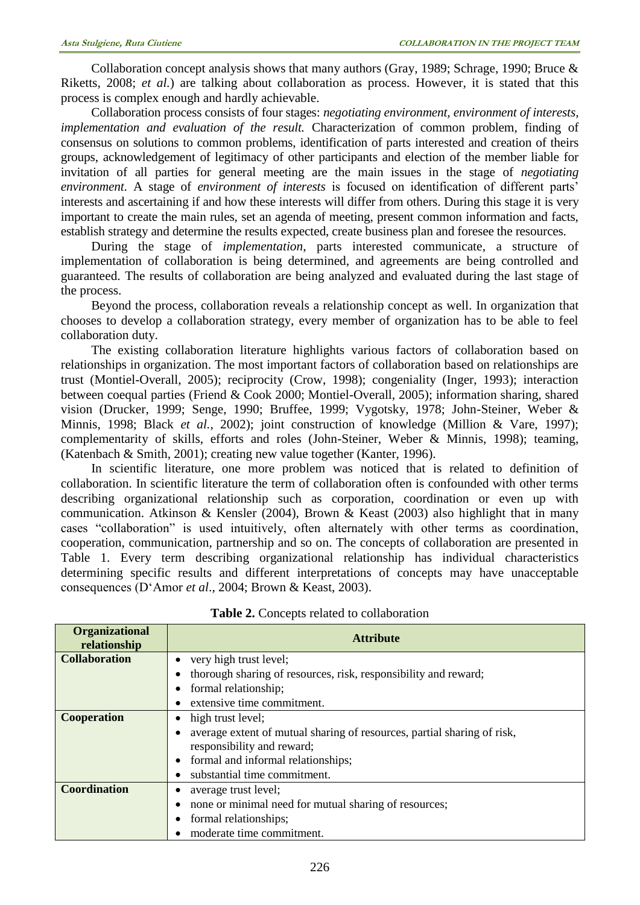Collaboration concept analysis shows that many authors (Gray, 1989; Schrage, 1990; Bruce & Riketts, 2008; *et al.*) are talking about collaboration as process. However, it is stated that this process is complex enough and hardly achievable.

Collaboration process consists of four stages: *negotiating environment*, *environment of interests*, *implementation and evaluation of the result.* Characterization of common problem, finding of consensus on solutions to common problems, identification of parts interested and creation of theirs groups, acknowledgement of legitimacy of other participants and election of the member liable for invitation of all parties for general meeting are the main issues in the stage of *negotiating environment*. A stage of *environment of interests* is focused on identification of different parts' interests and ascertaining if and how these interests will differ from others. During this stage it is very important to create the main rules, set an agenda of meeting, present common information and facts, establish strategy and determine the results expected, create business plan and foresee the resources.

During the stage of *implementation*, parts interested communicate, a structure of implementation of collaboration is being determined, and agreements are being controlled and guaranteed. The results of collaboration are being analyzed and evaluated during the last stage of the process.

Beyond the process, collaboration reveals a relationship concept as well. In organization that chooses to develop a collaboration strategy, every member of organization has to be able to feel collaboration duty.

The existing collaboration literature highlights various factors of collaboration based on relationships in organization. The most important factors of collaboration based on relationships are trust (Montiel-Overall, 2005); reciprocity (Crow, 1998); congeniality (Inger, 1993); interaction between coequal parties (Friend & Cook 2000; Montiel-Overall, 2005); information sharing, shared vision (Drucker, 1999; Senge, 1990; Bruffee, 1999; Vygotsky, 1978; John-Steiner, Weber & Minnis, 1998; Black *et al.*, 2002); joint construction of knowledge (Million & Vare, 1997); complementarity of skills, efforts and roles (John-Steiner, Weber & Minnis, 1998); teaming, (Katenbach & Smith, 2001); creating new value together (Kanter, 1996).

In scientific literature, one more problem was noticed that is related to definition of collaboration. In scientific literature the term of collaboration often is confounded with other terms describing organizational relationship such as corporation, coordination or even up with communication. Atkinson & Kensler (2004), Brown & Keast (2003) also highlight that in many cases "collaboration" is used intuitively, often alternately with other terms as coordination, cooperation, communication, partnership and so on. The concepts of collaboration are presented in Table 1. Every term describing organizational relationship has individual characteristics determining specific results and different interpretations of concepts may have unacceptable consequences (D'Amor *et al*., 2004; Brown & Keast, 2003).

**Table 2.** Concepts related to collaboration

| Organizational relationship | Attribute |
|---|---|
| **Collaboration** | • very high trust level;<br>• thorough sharing of resources, risk, responsibility and reward;<br>• formal relationship;<br>• extensive time commitment. |
| **Cooperation** | • high trust level;<br>• average extent of mutual sharing of resources, partial sharing of risk, responsibility and reward;<br>• formal and informal relationships;<br>• substantial time commitment. |
| **Coordination** | • average trust level;<br>• none or minimal need for mutual sharing of resources;<br>• formal relationships;<br>• moderate time commitment. |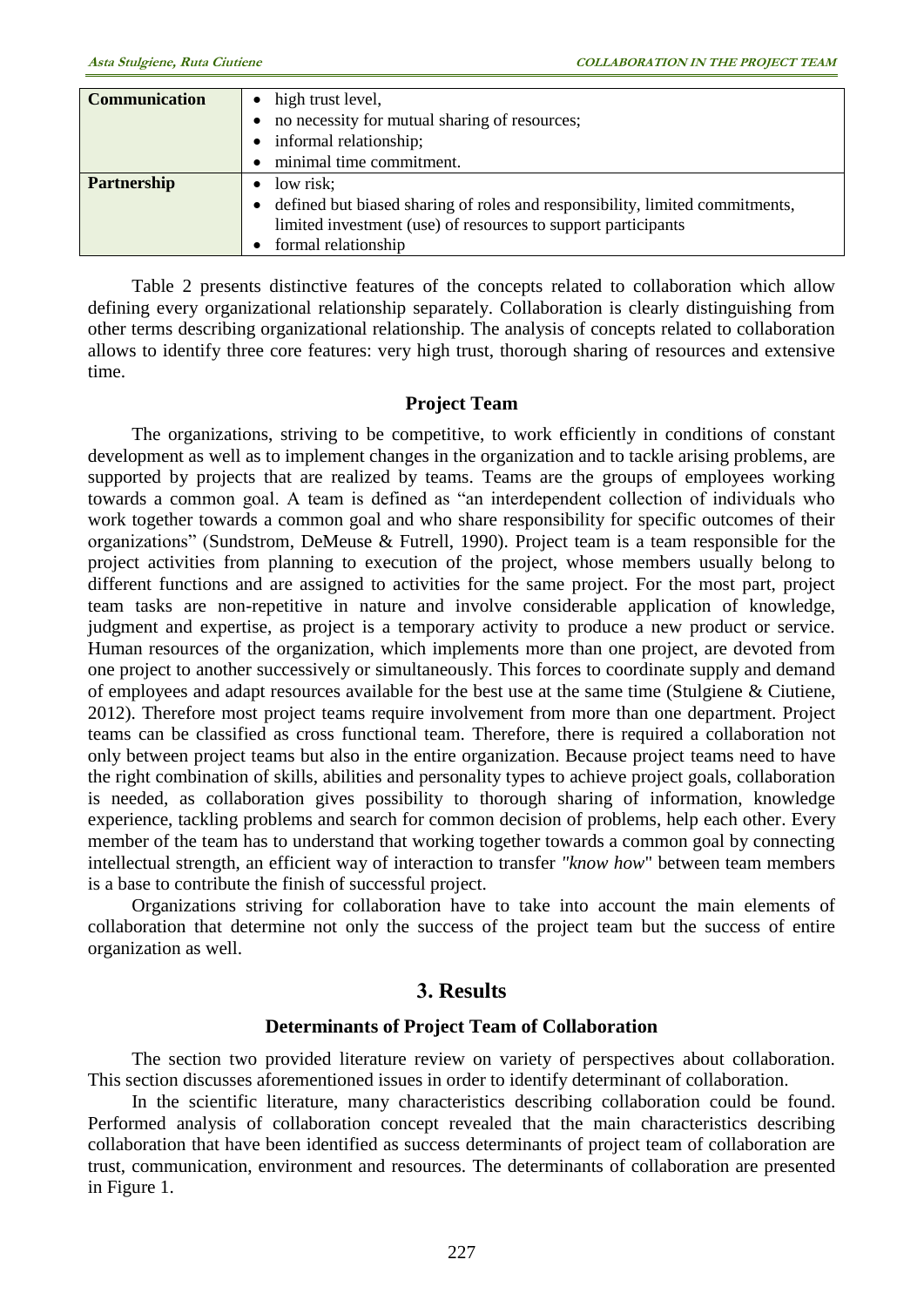| | |
|---|---|
| **Communication** | • high trust level,<br>• no necessity for mutual sharing of resources;<br>• informal relationship;<br>• minimal time commitment. |
| **Partnership** | • low risk;<br>• defined but biased sharing of roles and responsibility, limited commitments, limited investment (use) of resources to support participants<br>• formal relationship |

Table 2 presents distinctive features of the concepts related to collaboration which allow defining every organizational relationship separately. Collaboration is clearly distinguishing from other terms describing organizational relationship. The analysis of concepts related to collaboration allows to identify three core features: very high trust, thorough sharing of resources and extensive time.

### Project Team

The organizations, striving to be competitive, to work efficiently in conditions of constant development as well as to implement changes in the organization and to tackle arising problems, are supported by projects that are realized by teams. Teams are the groups of employees working towards a common goal. A team is defined as "an interdependent collection of individuals who work together towards a common goal and who share responsibility for specific outcomes of their organizations" (Sundstrom, DeMeuse & Futrell, 1990). Project team is a team responsible for the project activities from planning to execution of the project, whose members usually belong to different functions and are assigned to activities for the same project. For the most part, project team tasks are non-repetitive in nature and involve considerable application of knowledge, judgment and expertise, as project is a temporary activity to produce a new product or service. Human resources of the organization, which implements more than one project, are devoted from one project to another successively or simultaneously. This forces to coordinate supply and demand of employees and adapt resources available for the best use at the same time (Stulgiene & Ciutiene, 2012). Therefore most project teams require involvement from more than one department. Project teams can be classified as cross functional team. Therefore, there is required a collaboration not only between project teams but also in the entire organization. Because project teams need to have the right combination of skills, abilities and personality types to achieve project goals, collaboration is needed, as collaboration gives possibility to thorough sharing of information, knowledge experience, tackling problems and search for common decision of problems, help each other. Every member of the team has to understand that working together towards a common goal by connecting intellectual strength, an efficient way of interaction to transfer *"know how*" between team members is a base to contribute the finish of successful project.

Organizations striving for collaboration have to take into account the main elements of collaboration that determine not only the success of the project team but the success of entire organization as well.

## 3. Results

### Determinants of Project Team of Collaboration

The section two provided literature review on variety of perspectives about collaboration. This section discusses aforementioned issues in order to identify determinant of collaboration.

In the scientific literature, many characteristics describing collaboration could be found. Performed analysis of collaboration concept revealed that the main characteristics describing collaboration that have been identified as success determinants of project team of collaboration are trust, communication, environment and resources. The determinants of collaboration are presented in Figure 1.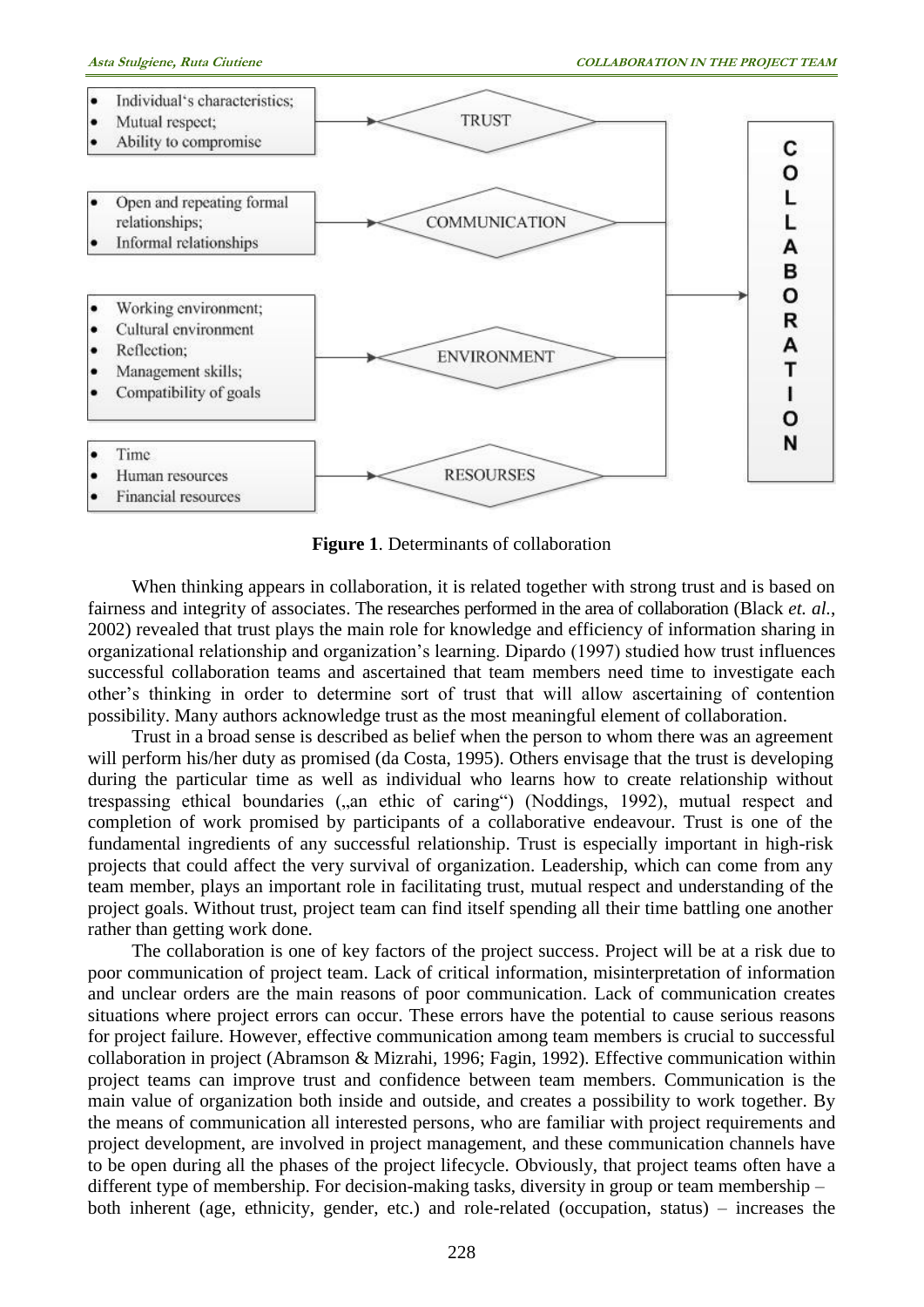- Individual's characteristics;
- Mutual respect;
- Ability to compromise

→ TRUST

- Open and repeating formal relationships;
- Informal relationships

→ COMMUNICATION

- Working environment;
- Cultural environment
- Reflection;
- Management skills;
- Compatibility of goals

→ ENVIRONMENT

- Time
- Human resources
- Financial resources

→ RESOURSES

→ COLLABORATION

**Figure 1**. Determinants of collaboration

When thinking appears in collaboration, it is related together with strong trust and is based on fairness and integrity of associates. The researches performed in the area of collaboration (Black *et. al.*, 2002) revealed that trust plays the main role for knowledge and efficiency of information sharing in organizational relationship and organization's learning. Dipardo (1997) studied how trust influences successful collaboration teams and ascertained that team members need time to investigate each other's thinking in order to determine sort of trust that will allow ascertaining of contention possibility. Many authors acknowledge trust as the most meaningful element of collaboration.

Trust in a broad sense is described as belief when the person to whom there was an agreement will perform his/her duty as promised (da Costa, 1995). Others envisage that the trust is developing during the particular time as well as individual who learns how to create relationship without trespassing ethical boundaries („an ethic of caring") (Noddings, 1992), mutual respect and completion of work promised by participants of a collaborative endeavour. Trust is one of the fundamental ingredients of any successful relationship. Trust is especially important in high-risk projects that could affect the very survival of organization. Leadership, which can come from any team member, plays an important role in facilitating trust, mutual respect and understanding of the project goals. Without trust, project team can find itself spending all their time battling one another rather than getting work done.

The collaboration is one of key factors of the project success. Project will be at a risk due to poor communication of project team. Lack of critical information, misinterpretation of information and unclear orders are the main reasons of poor communication. Lack of communication creates situations where project errors can occur. These errors have the potential to cause serious reasons for project failure. However, effective communication among team members is crucial to successful collaboration in project (Abramson & Mizrahi, 1996; Fagin, 1992). Effective communication within project teams can improve trust and confidence between team members. Communication is the main value of organization both inside and outside, and creates a possibility to work together. By the means of communication all interested persons, who are familiar with project requirements and project development, are involved in project management, and these communication channels have to be open during all the phases of the project lifecycle. Obviously, that project teams often have a different type of membership. For decision-making tasks, diversity in group or team membership – both inherent (age, ethnicity, gender, etc.) and role-related (occupation, status) – increases the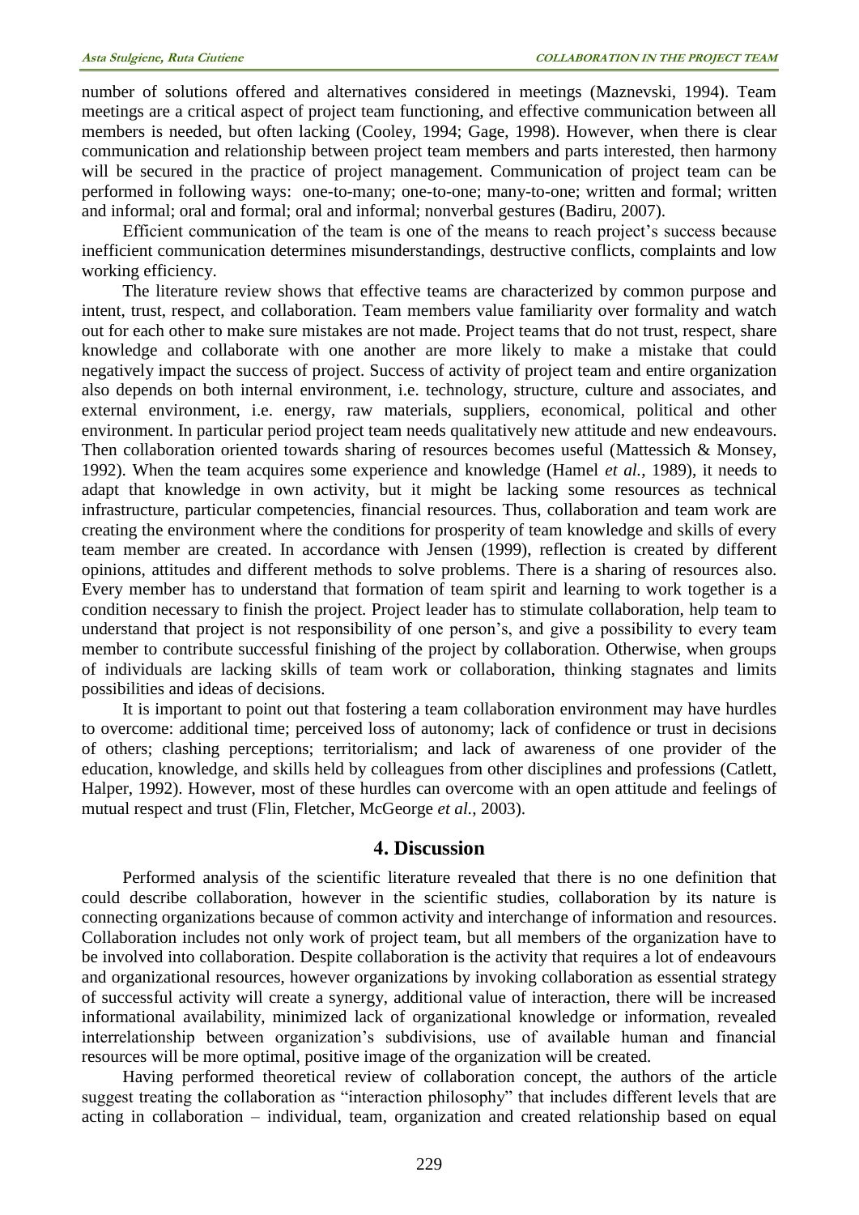number of solutions offered and alternatives considered in meetings (Maznevski, 1994). Team meetings are a critical aspect of project team functioning, and effective communication between all members is needed, but often lacking (Cooley, 1994; Gage, 1998). However, when there is clear communication and relationship between project team members and parts interested, then harmony will be secured in the practice of project management. Communication of project team can be performed in following ways: one-to-many; one-to-one; many-to-one; written and formal; written and informal; oral and formal; oral and informal; nonverbal gestures (Badiru, 2007).

Efficient communication of the team is one of the means to reach project's success because inefficient communication determines misunderstandings, destructive conflicts, complaints and low working efficiency.

The literature review shows that effective teams are characterized by common purpose and intent, trust, respect, and collaboration. Team members value familiarity over formality and watch out for each other to make sure mistakes are not made. Project teams that do not trust, respect, share knowledge and collaborate with one another are more likely to make a mistake that could negatively impact the success of project. Success of activity of project team and entire organization also depends on both internal environment, i.e. technology, structure, culture and associates, and external environment, i.e. energy, raw materials, suppliers, economical, political and other environment. In particular period project team needs qualitatively new attitude and new endeavours. Then collaboration oriented towards sharing of resources becomes useful (Mattessich & Monsey, 1992). When the team acquires some experience and knowledge (Hamel *et al.*, 1989), it needs to adapt that knowledge in own activity, but it might be lacking some resources as technical infrastructure, particular competencies, financial resources. Thus, collaboration and team work are creating the environment where the conditions for prosperity of team knowledge and skills of every team member are created. In accordance with Jensen (1999), reflection is created by different opinions, attitudes and different methods to solve problems. There is a sharing of resources also. Every member has to understand that formation of team spirit and learning to work together is a condition necessary to finish the project. Project leader has to stimulate collaboration, help team to understand that project is not responsibility of one person's, and give a possibility to every team member to contribute successful finishing of the project by collaboration. Otherwise, when groups of individuals are lacking skills of team work or collaboration, thinking stagnates and limits possibilities and ideas of decisions.

It is important to point out that fostering a team collaboration environment may have hurdles to overcome: additional time; perceived loss of autonomy; lack of confidence or trust in decisions of others; clashing perceptions; territorialism; and lack of awareness of one provider of the education, knowledge, and skills held by colleagues from other disciplines and professions (Catlett, Halper, 1992). However, most of these hurdles can overcome with an open attitude and feelings of mutual respect and trust (Flin, Fletcher, McGeorge *et al.*, 2003).

## 4. Discussion

Performed analysis of the scientific literature revealed that there is no one definition that could describe collaboration, however in the scientific studies, collaboration by its nature is connecting organizations because of common activity and interchange of information and resources. Collaboration includes not only work of project team, but all members of the organization have to be involved into collaboration. Despite collaboration is the activity that requires a lot of endeavours and organizational resources, however organizations by invoking collaboration as essential strategy of successful activity will create a synergy, additional value of interaction, there will be increased informational availability, minimized lack of organizational knowledge or information, revealed interrelationship between organization's subdivisions, use of available human and financial resources will be more optimal, positive image of the organization will be created.

Having performed theoretical review of collaboration concept, the authors of the article suggest treating the collaboration as "interaction philosophy" that includes different levels that are acting in collaboration – individual, team, organization and created relationship based on equal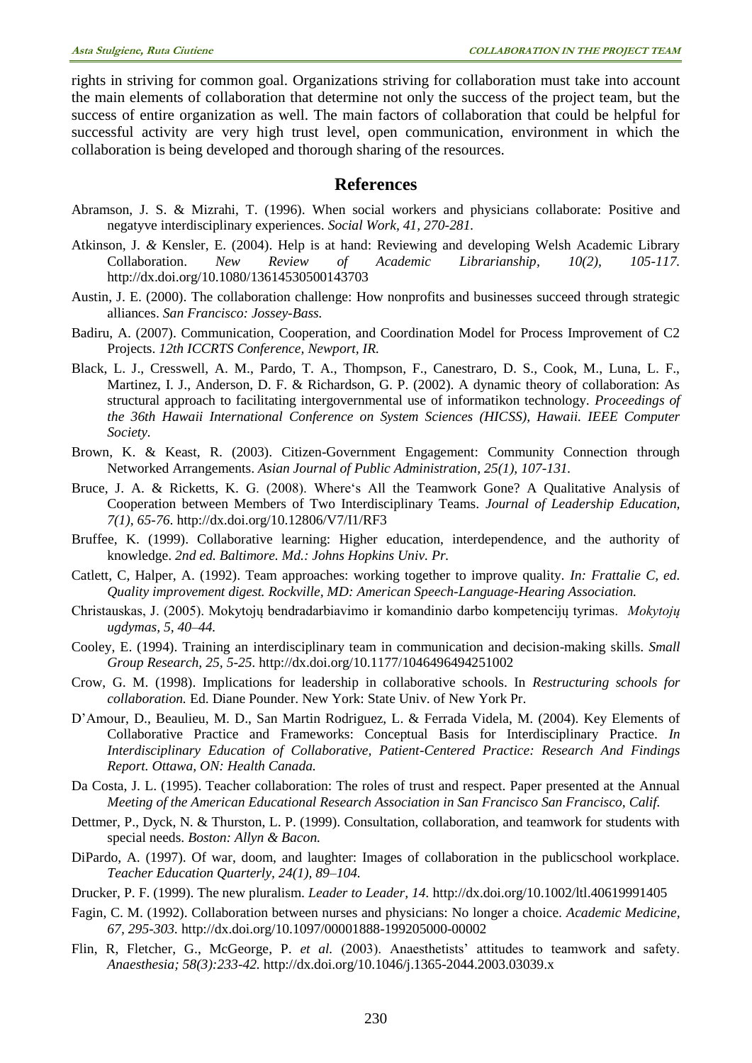rights in striving for common goal. Organizations striving for collaboration must take into account the main elements of collaboration that determine not only the success of the project team, but the success of entire organization as well. The main factors of collaboration that could be helpful for successful activity are very high trust level, open communication, environment in which the collaboration is being developed and thorough sharing of the resources.

## References

Abramson, J. S. & Mizrahi, T. (1996). When social workers and physicians collaborate: Positive and negatyve interdisciplinary experiences. *Social Work, 41, 270-281.*

Atkinson, J. *&* Kensler, E. (2004). Help is at hand: Reviewing and developing Welsh Academic Library Collaboration. *New Review of Academic Librarianship, 10(2), 105-117.* http://dx.doi.org/10.1080/13614530500143703

Austin, J. E. (2000). The collaboration challenge: How nonprofits and businesses succeed through strategic alliances. *San Francisco: Jossey-Bass.*

Badiru, A. (2007). Communication, Cooperation, and Coordination Model for Process Improvement of C2 Projects. *12th ICCRTS Conference, Newport, IR.*

Black, L. J., Cresswell, A. M., Pardo, T. A., Thompson, F., Canestraro, D. S., Cook, M., Luna, L. F., Martinez, I. J., Anderson, D. F. & Richardson, G. P. (2002). A dynamic theory of collaboration: As structural approach to facilitating intergovernmental use of informatikon technology. *Proceedings of the 36th Hawaii International Conference on System Sciences (HICSS), Hawaii. IEEE Computer Society.*

Brown, K. & Keast, R. (2003). Citizen-Government Engagement: Community Connection through Networked Arrangements. *Asian Journal of Public Administration, 25(1), 107-131.*

Bruce, J. A. & Ricketts, K. G. (2008). Where‘s All the Teamwork Gone? A Qualitative Analysis of Cooperation between Members of Two Interdisciplinary Teams. *Journal of Leadership Education, 7(1), 65-76.* http://dx.doi.org/10.12806/V7/I1/RF3

Bruffee, K. (1999). Collaborative learning: Higher education, interdependence, and the authority of knowledge. *2nd ed. Baltimore. Md.: Johns Hopkins Univ. Pr.*

Catlett, C, Halper, A. (1992). Team approaches: working together to improve quality. *In: Frattalie C, ed. Quality improvement digest. Rockville, MD: American Speech-Language-Hearing Association.*

Christauskas, J. (2005). Mokytojų bendradarbiavimo ir komandinio darbo kompetencijų tyrimas. *Mokytojų ugdymas, 5, 40–44.*

Cooley, E. (1994). Training an interdisciplinary team in communication and decision-making skills. *Small Group Research, 25, 5-25.* http://dx.doi.org/10.1177/1046496494251002

Crow, G. M. (1998). Implications for leadership in collaborative schools. In *Restructuring schools for collaboration.* Ed. Diane Pounder. New York: State Univ. of New York Pr.

D'Amour, D., Beaulieu, M. D., San Martin Rodriguez, L. & Ferrada Videla, M. (2004). Key Elements of Collaborative Practice and Frameworks: Conceptual Basis for Interdisciplinary Practice. *In Interdisciplinary Education of Collaborative, Patient-Centered Practice: Research And Findings Report. Ottawa, ON: Health Canada.*

Da Costa, J. L. (1995). Teacher collaboration: The roles of trust and respect. Paper presented at the Annual *Meeting of the American Educational Research Association in San Francisco San Francisco, Calif.*

Dettmer, P., Dyck, N. & Thurston, L. P. (1999). Consultation, collaboration, and teamwork for students with special needs. *Boston: Allyn & Bacon.*

DiPardo, A. (1997). Of war, doom, and laughter: Images of collaboration in the publicschool workplace. *Teacher Education Quarterly, 24(1), 89–104.*

Drucker, P. F. (1999). The new pluralism. *Leader to Leader, 14.* http://dx.doi.org/10.1002/ltl.40619991405

Fagin, C. M. (1992). Collaboration between nurses and physicians: No longer a choice. *Academic Medicine, 67, 295-303.* http://dx.doi.org/10.1097/00001888-199205000-00002

Flin, R, Fletcher, G., McGeorge, P. *et al.* (2003). Anaesthetists' attitudes to teamwork and safety. *Anaesthesia; 58(3):233-42.* http://dx.doi.org/10.1046/j.1365-2044.2003.03039.x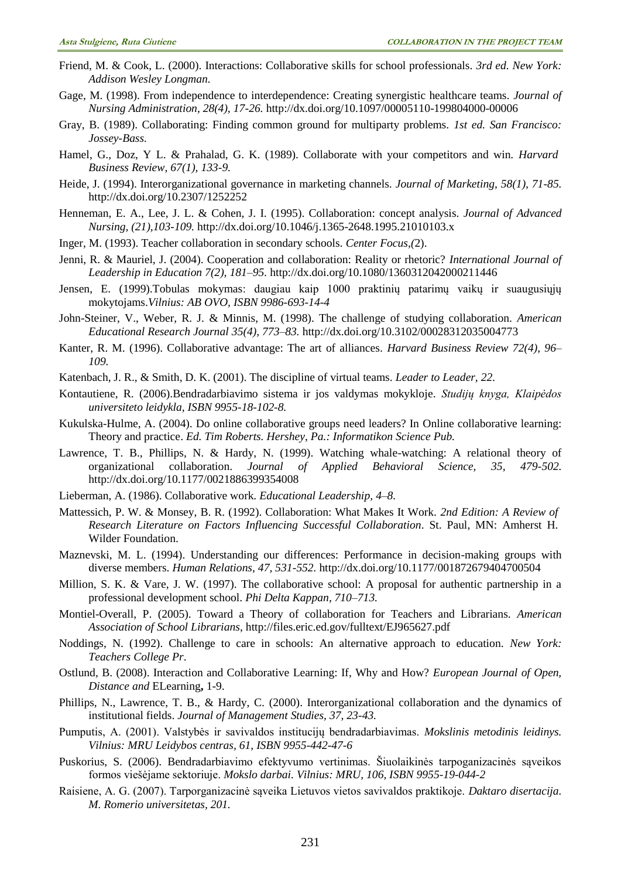Friend, M. & Cook, L. (2000). Interactions: Collaborative skills for school professionals. *3rd ed. New York: Addison Wesley Longman.*

Gage, M. (1998). From independence to interdependence: Creating synergistic healthcare teams. *Journal of Nursing Administration, 28(4), 17-26.* http://dx.doi.org/10.1097/00005110-199804000-00006

Gray, B. (1989). Collaborating: Finding common ground for multiparty problems. *1st ed. San Francisco: Jossey-Bass.*

Hamel, G., Doz, Y L. & Prahalad, G. K. (1989). Collaborate with your competitors and win. *Harvard Business Review, 67(1), 133-9.*

Heide, J. (1994). Interorganizational governance in marketing channels. *Journal of Marketing, 58(1), 71-85.* http://dx.doi.org/10.2307/1252252

Henneman, E. A., Lee, J. L. & Cohen, J. I. (1995). Collaboration: concept analysis. *Journal of Advanced Nursing, (21),103-109.* http://dx.doi.org/10.1046/j.1365-2648.1995.21010103.x

Inger, M. (1993). Teacher collaboration in secondary schools. *Center Focus,(*2).

Jenni, R. & Mauriel, J. (2004). Cooperation and collaboration: Reality or rhetoric? *International Journal of Leadership in Education 7(2), 181–95.* http://dx.doi.org/10.1080/1360312042000211446

Jensen, E. (1999).Tobulas mokymas: daugiau kaip 1000 praktinių patarimų vaikų ir suaugusiųjų mokytojams.*Vilnius: AB OVO, ISBN 9986-693-14-4*

John-Steiner, V., Weber, R. J. & Minnis, M. (1998). The challenge of studying collaboration. *American Educational Research Journal 35(4), 773–83.* http://dx.doi.org/10.3102/00028312035004773

Kanter, R. M. (1996). Collaborative advantage: The art of alliances. *Harvard Business Review 72(4), 96–109.*

Katenbach, J. R., & Smith, D. K. (2001). The discipline of virtual teams. *Leader to Leader, 22.*

Kontautiene, R. (2006).Bendradarbiavimo sistema ir jos valdymas mokykloje. *Studijų knyga, Klaipėdos universiteto leidykla, ISBN 9955-18-102-8.*

Kukulska-Hulme, A. (2004). Do online collaborative groups need leaders? In Online collaborative learning: Theory and practice. *Ed. Tim Roberts. Hershey, Pa.: Informatikon Science Pub.*

Lawrence, T. B., Phillips, N. & Hardy, N. (1999). Watching whale-watching: A relational theory of organizational collaboration. *Journal of Applied Behavioral Science, 35, 479-502.* http://dx.doi.org/10.1177/0021886399354008

Lieberman, A. (1986). Collaborative work. *Educational Leadership, 4–8.*

Mattessich, P. W. & Monsey, B. R. (1992). Collaboration: What Makes It Work. *2nd Edition: A Review of Research Literature on Factors Influencing Successful Collaboration*. St. Paul, MN: Amherst H. Wilder Foundation.

Maznevski, M. L. (1994). Understanding our differences: Performance in decision-making groups with diverse members. *Human Relations, 47, 531-552.* http://dx.doi.org/10.1177/001872679404700504

Million, S. K. & Vare, J. W. (1997). The collaborative school: A proposal for authentic partnership in a professional development school. *Phi Delta Kappan, 710–713.*

Montiel-Overall, P. (2005). Toward a Theory of collaboration for Teachers and Librarians. *American Association of School Librarians*, http://files.eric.ed.gov/fulltext/EJ965627.pdf

Noddings, N. (1992). Challenge to care in schools: An alternative approach to education. *New York: Teachers College Pr*.

Ostlund, B. (2008). Interaction and Collaborative Learning: If, Why and How? *European Journal of Open, Distance and* ELearning**,** 1-9.

Phillips, N., Lawrence, T. B., & Hardy, C. (2000). Interorganizational collaboration and the dynamics of institutional fields. *Journal of Management Studies, 37, 23-43.*

Pumputis, A. (2001). Valstybės ir savivaldos institucijų bendradarbiavimas. *Mokslinis metodinis leidinys. Vilnius: MRU Leidybos centras, 61, ISBN 9955-442-47-6*

Puskorius, S. (2006). Bendradarbiavimo efektyvumo vertinimas. Šiuolaikinės tarpoganizacinės sąveikos formos viešėjame sektoriuje. *Mokslo darbai. Vilnius: MRU, 106, ISBN 9955-19-044-2*

Raisiene, A. G. (2007). Tarporganizacinė sąveika Lietuvos vietos savivaldos praktikoje. *Daktaro disertacija. M. Romerio universitetas, 201.*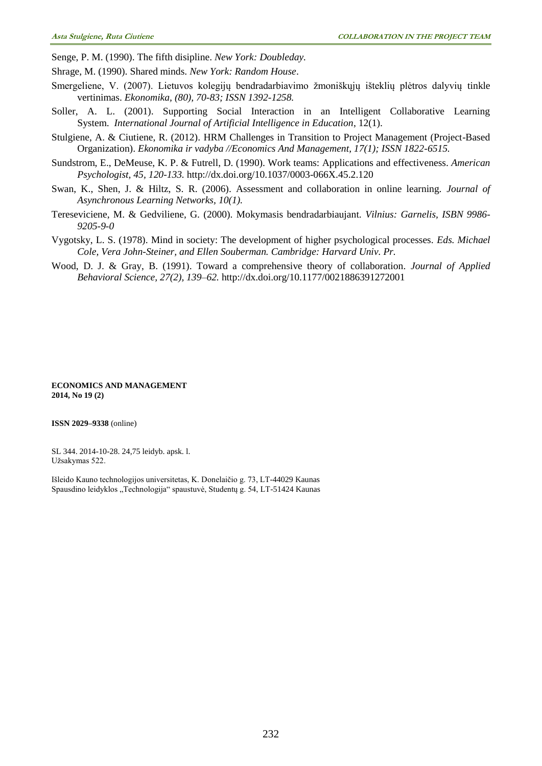Senge, P. M. (1990). The fifth disipline. *New York: Doubleday.*

Shrage, M. (1990). Shared minds. *New York: Random House*.

Smergeliene, V. (2007). Lietuvos kolegijų bendradarbiavimo žmoniškųjų išteklių plėtros dalyvių tinkle vertinimas. *Ekonomika, (80), 70-83; ISSN 1392-1258.*

Soller, A. L. (2001). Supporting Social Interaction in an Intelligent Collaborative Learning System. *International Journal of Artificial Intelligence in Education*, 12(1).

Stulgiene, A. & Ciutiene, R. (2012). HRM Challenges in Transition to Project Management (Project-Based Organization). *Ekonomika ir vadyba //Economics And Management, 17(1); ISSN 1822-6515.*

Sundstrom, E., DeMeuse, K. P. & Futrell, D. (1990). Work teams: Applications and effectiveness. *American Psychologist, 45, 120-133.* http://dx.doi.org/10.1037/0003-066X.45.2.120

Swan, K., Shen, J. & Hiltz, S. R. (2006). Assessment and collaboration in online learning. *Journal of Asynchronous Learning Networks, 10(1).*

Tereseviciene, M. & Gedviliene, G. (2000). Mokymasis bendradarbiaujant. *Vilnius: Garnelis, ISBN 9986-9205-9-0*

Vygotsky, L. S. (1978). Mind in society: The development of higher psychological processes. *Eds. Michael Cole, Vera John-Steiner, and Ellen Souberman. Cambridge: Harvard Univ. Pr.*

Wood, D. J. & Gray, B. (1991). Toward a comprehensive theory of collaboration. *Journal of Applied Behavioral Science, 27(2), 139–62.* http://dx.doi.org/10.1177/0021886391272001

**ECONOMICS AND MANAGEMENT**
**2014, No 19 (2)**

**ISSN 2029–9338** (online)

SL 344. 2014-10-28. 24,75 leidyb. apsk. l.
Užsakymas 522.

Išleido Kauno technologijos universitetas, K. Donelaičio g. 73, LT-44029 Kaunas
Spausdino leidyklos „Technologija“ spaustuvė, Studentų g. 54, LT-51424 Kaunas